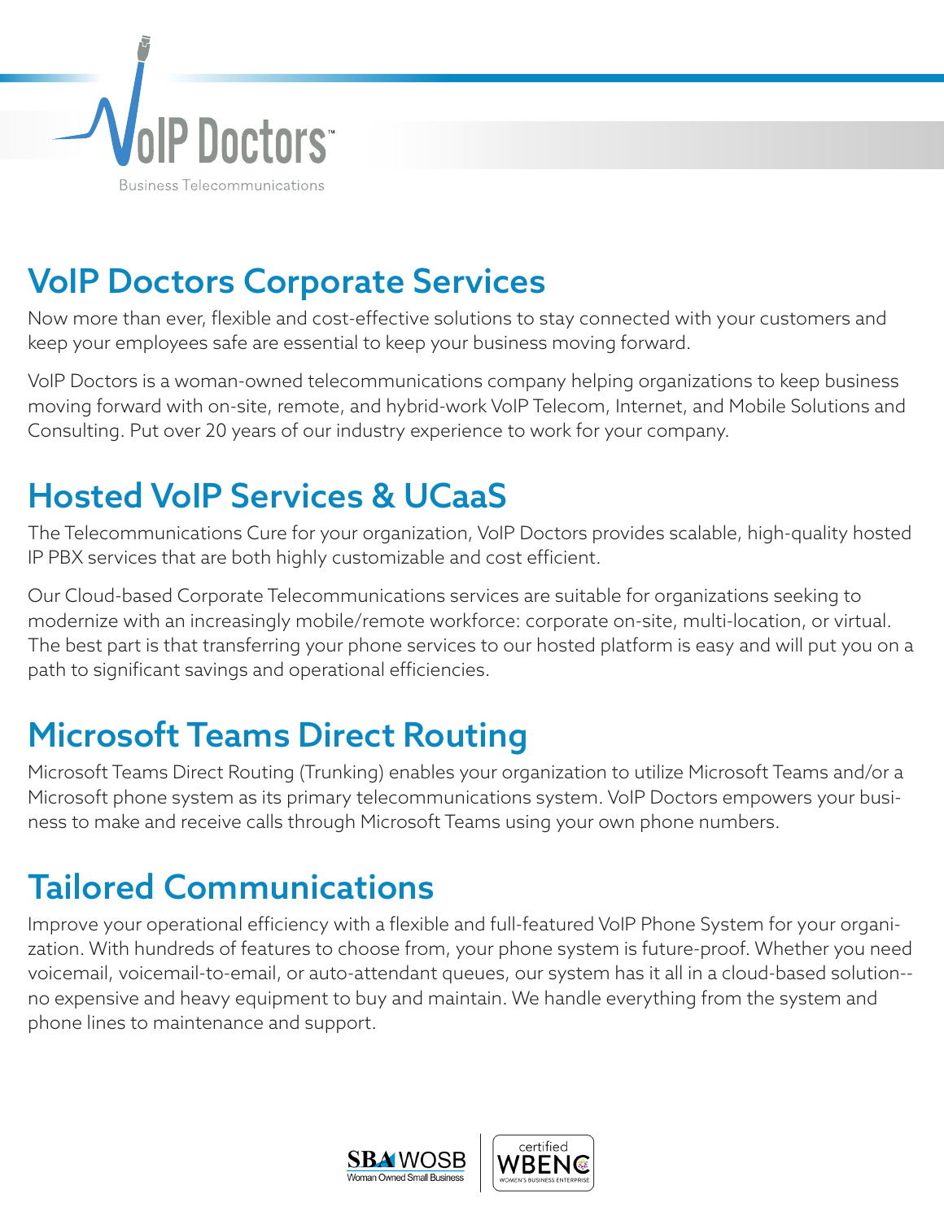VoIP Doctors™

Business Telecommunications

# VoIP Doctors Corporate Services

Now more than ever, flexible and cost-effective solutions to stay connected with your customers and keep your employees safe are essential to keep your business moving forward.

VoIP Doctors is a woman-owned telecommunications company helping organizations to keep business moving forward with on-site, remote, and hybrid-work VoIP Telecom, Internet, and Mobile Solutions and Consulting. Put over 20 years of our industry experience to work for your company.

# Hosted VoIP Services & UCaaS

The Telecommunications Cure for your organization, VoIP Doctors provides scalable, high-quality hosted IP PBX services that are both highly customizable and cost efficient.

Our Cloud-based Corporate Telecommunications services are suitable for organizations seeking to modernize with an increasingly mobile/remote workforce: corporate on-site, multi-location, or virtual. The best part is that transferring your phone services to our hosted platform is easy and will put you on a path to significant savings and operational efficiencies.

# Microsoft Teams Direct Routing

Microsoft Teams Direct Routing (Trunking) enables your organization to utilize Microsoft Teams and/or a Microsoft phone system as its primary telecommunications system. VoIP Doctors empowers your business to make and receive calls through Microsoft Teams using your own phone numbers.

# Tailored Communications

Improve your operational efficiency with a flexible and full-featured VoIP Phone System for your organization. With hundreds of features to choose from, your phone system is future-proof. Whether you need voicemail, voicemail-to-email, or auto-attendant queues, our system has it all in a cloud-based solution--no expensive and heavy equipment to buy and maintain. We handle everything from the system and phone lines to maintenance and support.

SBA WOSB Woman Owned Small Business | certified WBENC WOMEN'S BUSINESS ENTERPRISE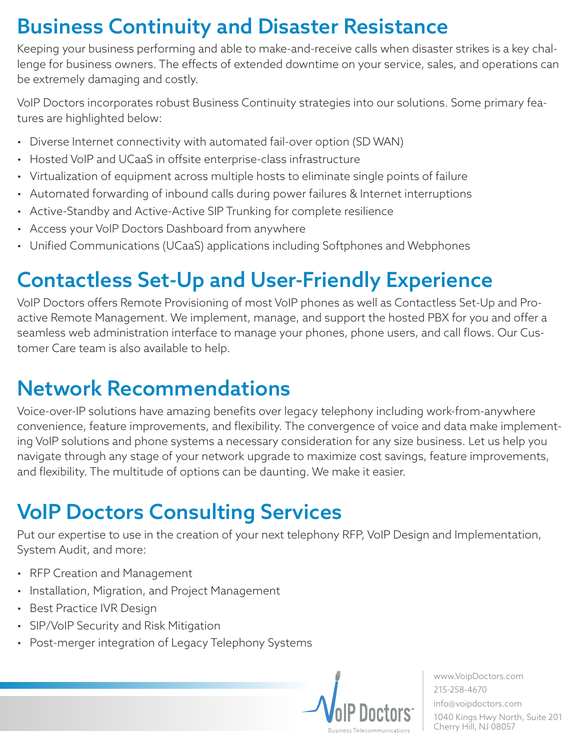## Business Continuity and Disaster Resistance

Keeping your business performing and able to make-and-receive calls when disaster strikes is a key challenge for business owners. The effects of extended downtime on your service, sales, and operations can be extremely damaging and costly.

VoIP Doctors incorporates robust Business Continuity strategies into our solutions. Some primary features are highlighted below:

- Diverse Internet connectivity with automated fail-over option (SD WAN)
- Hosted VoIP and UCaaS in offsite enterprise-class infrastructure
- Virtualization of equipment across multiple hosts to eliminate single points of failure
- Automated forwarding of inbound calls during power failures & Internet interruptions
- Active-Standby and Active-Active SIP Trunking for complete resilience
- Access your VoIP Doctors Dashboard from anywhere
- Unified Communications (UCaaS) applications including Softphones and Webphones

## Contactless Set-Up and User-Friendly Experience

VoIP Doctors offers Remote Provisioning of most VoIP phones as well as Contactless Set-Up and Proactive Remote Management. We implement, manage, and support the hosted PBX for you and offer a seamless web administration interface to manage your phones, phone users, and call flows. Our Customer Care team is also available to help.

## Network Recommendations

Voice-over-IP solutions have amazing benefits over legacy telephony including work-from-anywhere convenience, feature improvements, and flexibility. The convergence of voice and data make implementing VoIP solutions and phone systems a necessary consideration for any size business. Let us help you navigate through any stage of your network upgrade to maximize cost savings, feature improvements, and flexibility. The multitude of options can be daunting. We make it easier.

## VoIP Doctors Consulting Services

Put our expertise to use in the creation of your next telephony RFP, VoIP Design and Implementation, System Audit, and more:

- RFP Creation and Management
- Installation, Migration, and Project Management
- Best Practice IVR Design
- SIP/VoIP Security and Risk Mitigation
- Post-merger integration of Legacy Telephony Systems

VoIP Doctors™
Business Telecommunications

www.VoipDoctors.com
215-258-4670
info@voipdoctors.com
1040 Kings Hwy North, Suite 201
Cherry Hill, NJ 08057